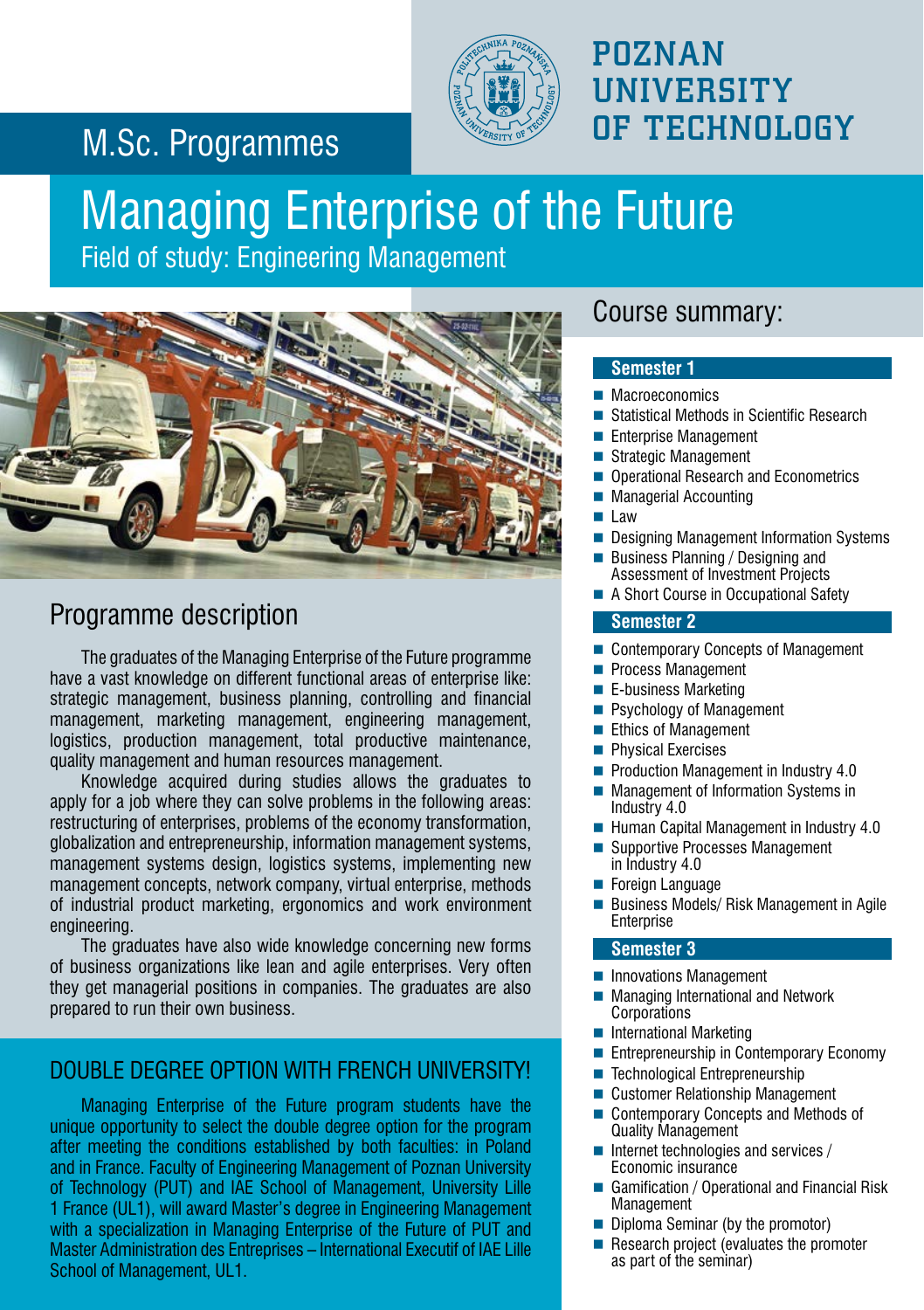M.Sc. Programmes

POZNAN UNIVERSITY OF TECHNOLOGY

# Managing Enterprise of the Future

Field of study: Engineering Management

## Programme description

The graduates of the Managing Enterprise of the Future programme have a vast knowledge on different functional areas of enterprise like: strategic management, business planning, controlling and financial management, marketing management, engineering management, logistics, production management, total productive maintenance, quality management and human resources management.

Knowledge acquired during studies allows the graduates to apply for a job where they can solve problems in the following areas: restructuring of enterprises, problems of the economy transformation, globalization and entrepreneurship, information management systems, management systems design, logistics systems, implementing new management concepts, network company, virtual enterprise, methods of industrial product marketing, ergonomics and work environment engineering.

The graduates have also wide knowledge concerning new forms of business organizations like lean and agile enterprises. Very often they get managerial positions in companies. The graduates are also prepared to run their own business.

## DOUBLE DEGREE OPTION WITH FRENCH UNIVERSITY!

Managing Enterprise of the Future program students have the unique opportunity to select the double degree option for the program after meeting the conditions established by both faculties: in Poland and in France. Faculty of Engineering Management of Poznan University of Technology (PUT) and IAE School of Management, University Lille 1 France (UL1), will award Master's degree in Engineering Management with a specialization in Managing Enterprise of the Future of PUT and Master Administration des Entreprises – International Executif of IAE Lille School of Management, UL1.

## Course summary:

### Semester 1

- Macroeconomics
- Statistical Methods in Scientific Research
- Enterprise Management
- Strategic Management
- Operational Research and Econometrics
- Managerial Accounting
- Law
- Designing Management Information Systems
- Business Planning / Designing and Assessment of Investment Projects
- A Short Course in Occupational Safety

### Semester 2

- Contemporary Concepts of Management
- Process Management
- E-business Marketing
- Psychology of Management
- Ethics of Management
- Physical Exercises
- Production Management in Industry 4.0
- Management of Information Systems in Industry 4.0
- Human Capital Management in Industry 4.0
- Supportive Processes Management in Industry 4.0
- Foreign Language
- Business Models/ Risk Management in Agile Enterprise

### Semester 3

- Innovations Management
- Managing International and Network Corporations
- International Marketing
- Entrepreneurship in Contemporary Economy
- Technological Entrepreneurship
- Customer Relationship Management
- Contemporary Concepts and Methods of Quality Management
- Internet technologies and services / Economic insurance
- Gamification / Operational and Financial Risk Management
- Diploma Seminar (by the promotor)
- Research project (evaluates the promoter as part of the seminar)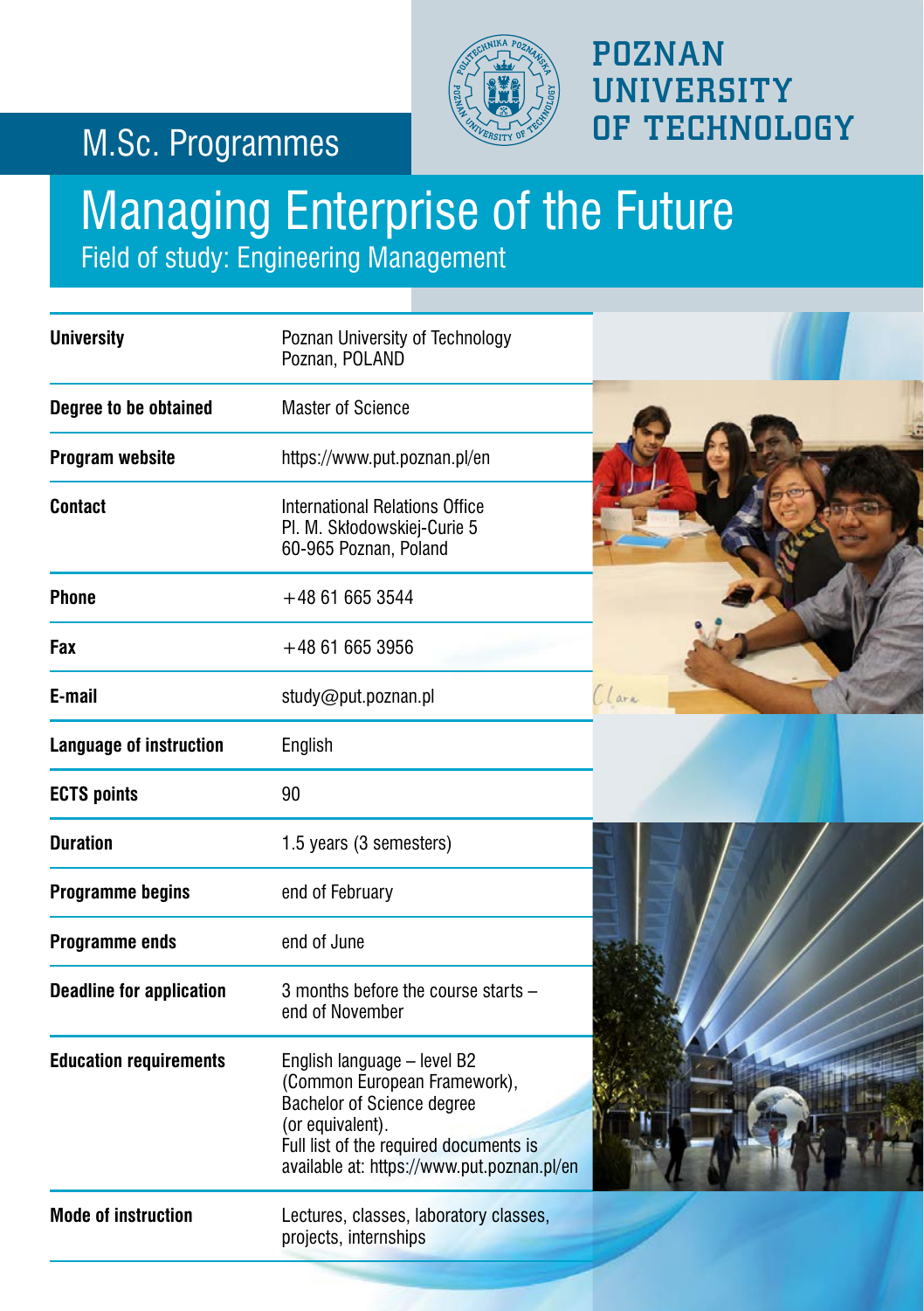M.Sc. Programmes

POZNAN UNIVERSITY OF TECHNOLOGY

# Managing Enterprise of the Future

## Field of study: Engineering Management

| | |
|---|---|
| **University** | Poznan University of Technology<br>Poznan, POLAND |
| **Degree to be obtained** | Master of Science |
| **Program website** | https://www.put.poznan.pl/en |
| **Contact** | International Relations Office<br>Pl. M. Skłodowskiej-Curie 5<br>60-965 Poznan, Poland |
| **Phone** | +48 61 665 3544 |
| **Fax** | +48 61 665 3956 |
| **E-mail** | study@put.poznan.pl |
| **Language of instruction** | English |
| **ECTS points** | 90 |
| **Duration** | 1.5 years (3 semesters) |
| **Programme begins** | end of February |
| **Programme ends** | end of June |
| **Deadline for application** | 3 months before the course starts – end of November |
| **Education requirements** | English language – level B2 (Common European Framework), Bachelor of Science degree (or equivalent).<br>Full list of the required documents is available at: https://www.put.poznan.pl/en |
| **Mode of instruction** | Lectures, classes, laboratory classes, projects, internships |